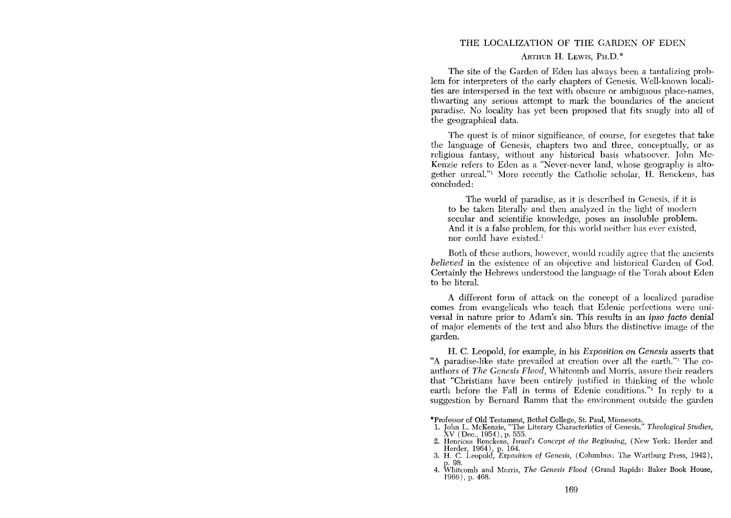# THE LOCALIZATION OF THE GARDEN OF EDEN

ARTHUR H. LEWIS, PH.D.*

The site of the Garden of Eden has always been a tantalizing problem for interpreters of the early chapters of Genesis. Well-known localities are interspersed in the text with obscure or ambiguous place-names, thwarting any serious attempt to mark the boundaries of the ancient paradise. No locality has yet been proposed that fits snugly into all of the geographical data.

The quest is of minor significance, of course, for exegetes that take the language of Genesis, chapters two and three, conceptually, or as religious fantasy, without any historical basis whatsoever. John McKenzie refers to Eden as a "Never-never land, whose geography is altogether unreal."[1] More recently the Catholic scholar, H. Renckens, has concluded:

> The world of paradise, as it is described in Genesis, if it is to be taken literally and then analyzed in the light of modern secular and scientific knowledge, poses an insoluble problem. And it is a false problem, for this world neither has ever existed, nor could have existed.[2]

Both of these authors, however, would readily agree that the ancients *believed* in the existence of an objective and historical Garden of God. Certainly the Hebrews understood the language of the Torah about Eden to be literal.

A different form of attack on the concept of a localized paradise comes from evangelicals who teach that Edenic perfections were universal in nature prior to Adam's sin. This results in an *ipso facto* denial of major elements of the text and also blurs the distinctive image of the garden.

H. C. Leopold, for example, in his *Exposition on Genesis* asserts that "A paradise-like state prevailed at creation over all the earth."[3] The co-authors of *The Genesis Flood*, Whitcomb and Morris, assure their readers that "Christians have been entirely justified in thinking of the whole earth before the Fall in terms of Edenic conditions."[4] In reply to a suggestion by Bernard Ramm that the environment outside the garden

---

*Professor of Old Testament, Bethel College, St. Paul, Minnesota.

1. John L. McKenzie, "The Literary Characteristics of Genesis," *Theological Studies*, XV (Dec., 1954), p. 555.
2. Henricus Renckens, *Israel's Concept of the Beginning*, (New York: Herder and Herder, 1964), p. 164.
3. H. C. Leopold, *Exposition of Genesis*, (Columbus: The Wartburg Press, 1942), p. 98.
4. Whitcomb and Morris, *The Genesis Flood* (Grand Rapids: Baker Book House, 1966), p. 468.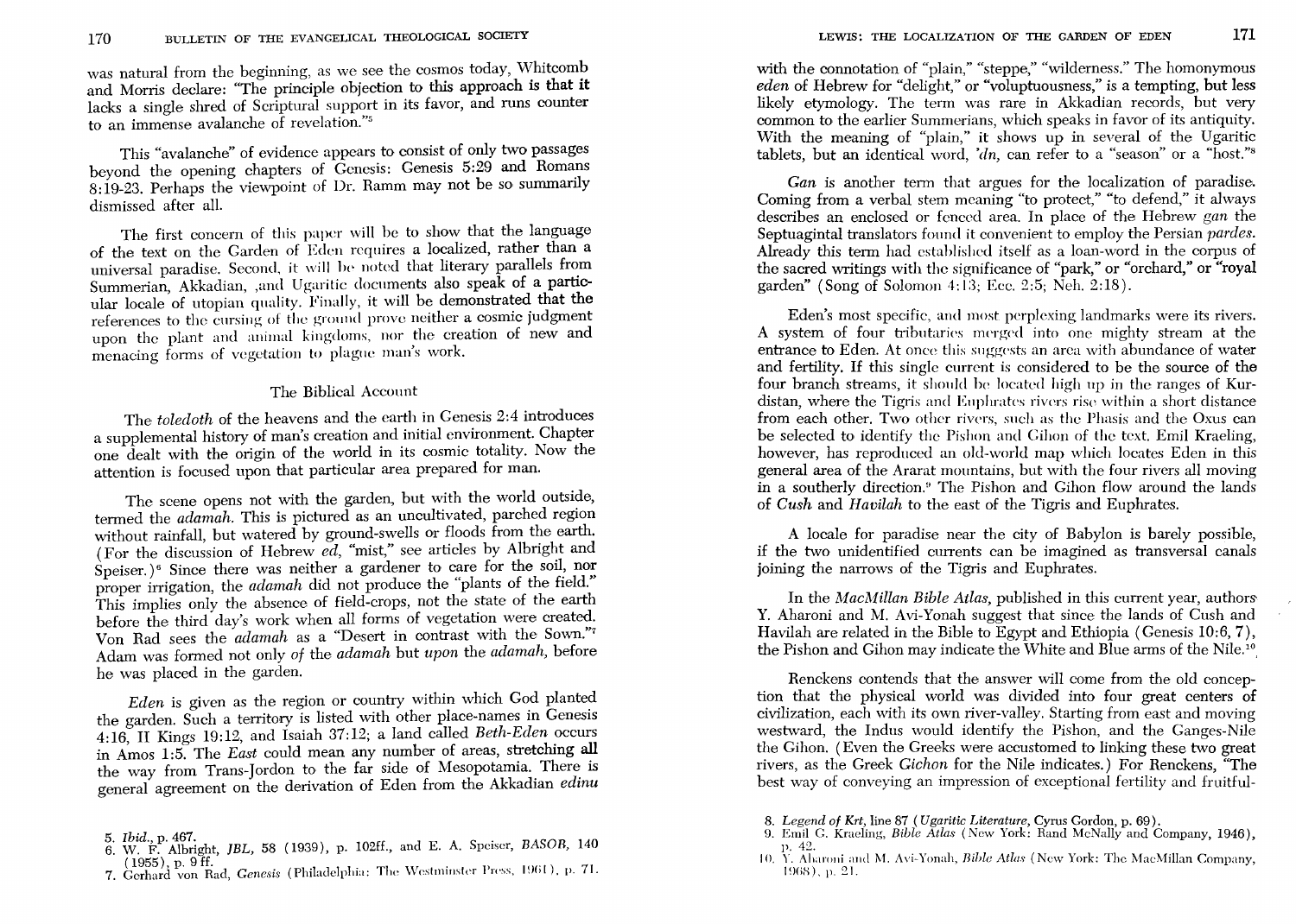was natural from the beginning, as we see the cosmos today, Whitcomb and Morris declare: "The principle objection to this approach is that it lacks a single shred of Scriptural support in its favor, and runs counter to an immense avalanche of revelation."[5]

This "avalanche" of evidence appears to consist of only two passages beyond the opening chapters of Genesis: Genesis 5:29 and Romans 8:19-23. Perhaps the viewpoint of Dr. Ramm may not be so summarily dismissed after all.

The first concern of this paper will be to show that the language of the text on the Garden of Eden requires a localized, rather than a universal paradise. Second, it will be noted that literary parallels from Summerian, Akkadian, and Ugaritic documents also speak of a particular locale of utopian quality. Finally, it will be demonstrated that the references to the cursing of the ground prove neither a cosmic judgment upon the plant and animal kingdoms, nor the creation of new and menacing forms of vegetation to plague man's work.

## The Biblical Account

The *toledoth* of the heavens and the earth in Genesis 2:4 introduces a supplemental history of man's creation and initial environment. Chapter one dealt with the origin of the world in its cosmic totality. Now the attention is focused upon that particular area prepared for man.

The scene opens not with the garden, but with the world outside, termed the *adamah*. This is pictured as an uncultivated, parched region without rainfall, but watered by ground-swells or floods from the earth. (For the discussion of Hebrew *ed*, "mist," see articles by Albright and Speiser.)[6] Since there was neither a gardener to care for the soil, nor proper irrigation, the *adamah* did not produce the "plants of the field." This implies only the absence of field-crops, not the state of the earth before the third day's work when all forms of vegetation were created. Von Rad sees the *adamah* as a "Desert in contrast with the Sown."[7] Adam was formed not only *of* the *adamah* but *upon* the *adamah*, before he was placed in the garden.

*Eden* is given as the region or country within which God planted the garden. Such a territory is listed with other place-names in Genesis 4:16, II Kings 19:12, and Isaiah 37:12; a land called *Beth-Eden* occurs in Amos 1:5. The *East* could mean any number of areas, stretching all the way from Trans-Jordon to the far side of Mesopotamia. There is general agreement on the derivation of Eden from the Akkadian *edinu* with the connotation of "plain," "steppe," "wilderness." The homonymous *eden* of Hebrew for "delight," or "voluptuousness," is a tempting, but less likely etymology. The term was rare in Akkadian records, but very common to the earlier Summerians, which speaks in favor of its antiquity. With the meaning of "plain," it shows up in several of the Ugaritic tablets, but an identical word, *'dn*, can refer to a "season" or a "host."[8]

*Gan* is another term that argues for the localization of paradise. Coming from a verbal stem meaning "to protect," "to defend," it always describes an enclosed or fenced area. In place of the Hebrew *gan* the Septuagintal translators found it convenient to employ the Persian *pardes*. Already this term had established itself as a loan-word in the corpus of the sacred writings with the significance of "park," or "orchard," or "royal garden" (Song of Solomon 4:13; Ecc. 2:5; Neh. 2:18).

Eden's most specific, and most perplexing landmarks were its rivers. A system of four tributaries merged into one mighty stream at the entrance to Eden. At once this suggests an area with abundance of water and fertility. If this single current is considered to be the source of the four branch streams, it should be located high up in the ranges of Kurdistan, where the Tigris and Euphrates rivers rise within a short distance from each other. Two other rivers, such as the Phasis and the Oxus can be selected to identify the Pishon and Gihon of the text. Emil Kraeling, however, has reproduced an old-world map which locates Eden in this general area of the Ararat mountains, but with the four rivers all moving in a southerly direction.[9] The Pishon and Gihon flow around the lands of *Cush* and *Havilah* to the east of the Tigris and Euphrates.

A locale for paradise near the city of Babylon is barely possible, if the two unidentified currents can be imagined as transversal canals joining the narrows of the Tigris and Euphrates.

In the *MacMillan Bible Atlas*, published in this current year, authors Y. Aharoni and M. Avi-Yonah suggest that since the lands of Cush and Havilah are related in the Bible to Egypt and Ethiopia (Genesis 10:6, 7), the Pishon and Gihon may indicate the White and Blue arms of the Nile.[10]

Renckens contends that the answer will come from the old conception that the physical world was divided into four great centers of civilization, each with its own river-valley. Starting from east and moving westward, the Indus would identify the Pishon, and the Ganges-Nile the Gihon. (Even the Greeks were accustomed to linking these two great rivers, as the Greek *Gichon* for the Nile indicates.) For Renckens, "The best way of conveying an impression of exceptional fertility and fruitful-

5. *Ibid.*, p. 467.
6. W. F. Albright, *JBL*, 58 (1939), p. 102ff., and E. A. Speiser, *BASOR*, 140 (1955), p. 9 ff.
7. Gerhard von Rad, *Genesis* (Philadelphia: The Westminster Press, 1961), p. 71.
8. *Legend of Krt*, line 87 (*Ugaritic Literature*, Cyrus Gordon, p. 69).
9. Emil G. Kraeling, *Bible Atlas* (New York: Rand McNally and Company, 1946), p. 42.
10. Y. Aharoni and M. Avi-Yonah, *Bible Atlas* (New York: The MacMillan Company, 1968), p. 21.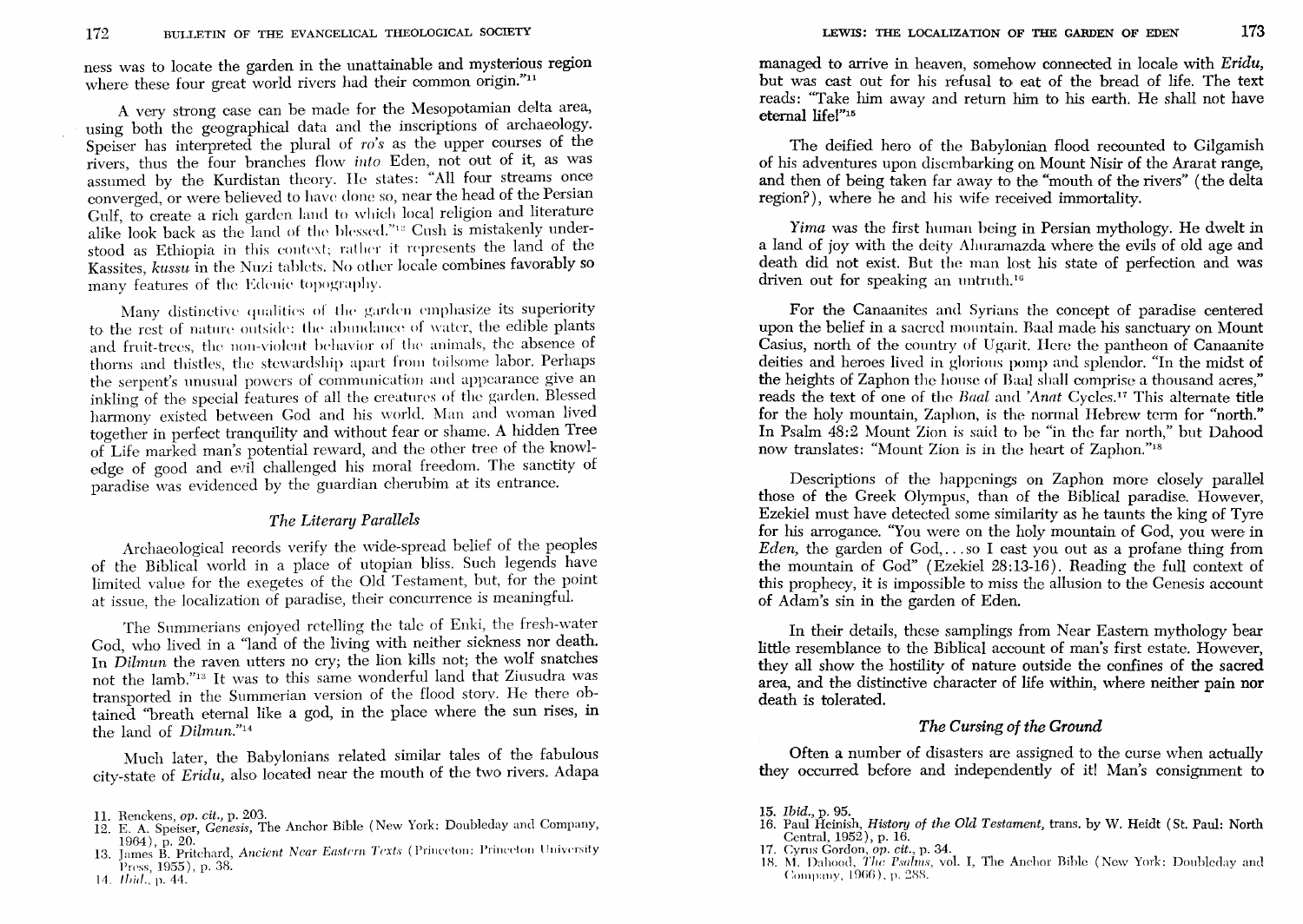ness was to locate the garden in the unattainable and mysterious region where these four great world rivers had their common origin."[11]

A very strong case can be made for the Mesopotamian delta area, using both the geographical data and the inscriptions of archaeology. Speiser has interpreted the plural of *ro's* as the upper courses of the rivers, thus the four branches flow *into* Eden, not out of it, as was assumed by the Kurdistan theory. He states: "All four streams once converged, or were believed to have done so, near the head of the Persian Gulf, to create a rich garden land to which local religion and literature alike look back as the land of the blessed."[12] Cush is mistakenly understood as Ethiopia in this context; rather it represents the land of the Kassites, *kussu* in the Nuzi tablets. No other locale combines favorably so many features of the Edenic topography.

Many distinctive qualities of the garden emphasize its superiority to the rest of nature outside: the abundance of water, the edible plants and fruit-trees, the non-violent behavior of the animals, the absence of thorns and thistles, the stewardship apart from toilsome labor. Perhaps the serpent's unusual powers of communication and appearance give an inkling of the special features of all the creatures of the garden. Blessed harmony existed between God and his world. Man and woman lived together in perfect tranquility and without fear or shame. A hidden Tree of Life marked man's potential reward, and the other tree of the knowledge of good and evil challenged his moral freedom. The sanctity of paradise was evidenced by the guardian cherubim at its entrance.

### *The Literary Parallels*

Archaeological records verify the wide-spread belief of the peoples of the Biblical world in a place of utopian bliss. Such legends have limited value for the exegetes of the Old Testament, but, for the point at issue, the localization of paradise, their concurrence is meaningful.

The Summerians enjoyed retelling the tale of Enki, the fresh-water God, who lived in a "land of the living with neither sickness nor death. In *Dilmun* the raven utters no cry; the lion kills not; the wolf snatches not the lamb."[13] It was to this same wonderful land that Ziusudra was transported in the Summerian version of the flood story. He there obtained "breath eternal like a god, in the place where the sun rises, in the land of *Dilmun*."[14]

Much later, the Babylonians related similar tales of the fabulous city-state of *Eridu*, also located near the mouth of the two rivers. Adapa managed to arrive in heaven, somehow connected in locale with *Eridu*, but was cast out for his refusal to eat of the bread of life. The text reads: "Take him away and return him to his earth. He shall not have eternal life!"[15]

The deified hero of the Babylonian flood recounted to Gilgamish of his adventures upon disembarking on Mount Nisir of the Ararat range, and then of being taken far away to the "mouth of the rivers" (the delta region?), where he and his wife received immortality.

*Yima* was the first human being in Persian mythology. He dwelt in a land of joy with the deity Ahuramazda where the evils of old age and death did not exist. But the man lost his state of perfection and was driven out for speaking an untruth.[16]

For the Canaanites and Syrians the concept of paradise centered upon the belief in a sacred mountain. Baal made his sanctuary on Mount Casius, north of the country of Ugarit. Here the pantheon of Canaanite deities and heroes lived in glorious pomp and splendor. "In the midst of the heights of Zaphon the house of Baal shall comprise a thousand acres," reads the text of one of the *Baal* and *'Anat* Cycles.[17] This alternate title for the holy mountain, Zaphon, is the normal Hebrew term for "north." In Psalm 48:2 Mount Zion is said to be "in the far north," but Dahood now translates: "Mount Zion is in the heart of Zaphon."[18]

Descriptions of the happenings on Zaphon more closely parallel those of the Greek Olympus, than of the Biblical paradise. However, Ezekiel must have detected some similarity as he taunts the king of Tyre for his arrogance. "You were on the holy mountain of God, you were in *Eden*, the garden of God,... so I cast you out as a profane thing from the mountain of God" (Ezekiel 28:13-16). Reading the full context of this prophecy, it is impossible to miss the allusion to the Genesis account of Adam's sin in the garden of Eden.

In their details, these samplings from Near Eastern mythology bear little resemblance to the Biblical account of man's first estate. However, they all show the hostility of nature outside the confines of the sacred area, and the distinctive character of life within, where neither pain nor death is tolerated.

### *The Cursing of the Ground*

Often a number of disasters are assigned to the curse when actually they occurred before and independently of it! Man's consignment to

---

11. Renckens, *op. cit.*, p. 203.
12. E. A. Speiser, *Genesis*, The Anchor Bible (New York: Doubleday and Company, 1964), p. 20.
13. James B. Pritchard, *Ancient Near Eastern Texts* (Princeton: Princeton University Press, 1955), p. 38.
14. *Ibid.*, p. 44.
15. *Ibid.*, p. 95.
16. Paul Heinish, *History of the Old Testament*, trans. by W. Heidt (St. Paul: North Central, 1952), p. 16.
17. Cyrus Gordon, *op. cit.*, p. 34.
18. M. Dahood, *The Psalms*, vol. I, The Anchor Bible (New York: Doubleday and Company, 1966), p. 288.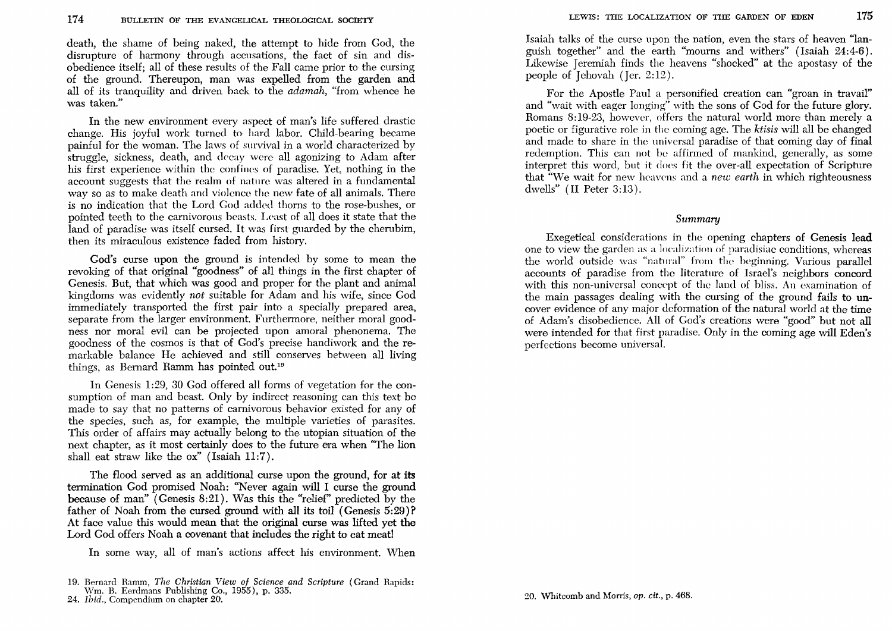death, the shame of being naked, the attempt to hide from God, the disruption of harmony through accusations, the fact of sin and disobedience itself; all of these results of the Fall came prior to the cursing of the ground. Thereupon, man was expelled from the garden and all of its tranquility and driven back to the *adamah,* "from whence he was taken."

In the new environment every aspect of man's life suffered drastic change. His joyful work turned to hard labor. Child-bearing became painful for the woman. The laws of survival in a world characterized by struggle, sickness, death, and decay were all agonizing to Adam after his first experience within the confines of paradise. Yet, nothing in the account suggests that the realm of nature was altered in a fundamental way so as to make death and violence the new fate of all animals. There is no indication that the Lord God added thorns to the rose-bushes, or pointed teeth to the carnivorous beasts. Least of all does it state that the land of paradise was itself cursed. It was first guarded by the cherubim, then its miraculous existence faded from history.

God's curse upon the ground is intended by some to mean the revoking of that original "goodness" of all things in the first chapter of Genesis. But, that which was good and proper for the plant and animal kingdoms was evidently *not* suitable for Adam and his wife, since God immediately transported the first pair into a specially prepared area, separate from the larger environment. Furthermore, neither moral goodness nor moral evil can be projected upon amoral phenomena. The goodness of the cosmos is that of God's precise handiwork and the remarkable balance He achieved and still conserves between all living things, as Bernard Ramm has pointed out.[19]

In Genesis 1:29, 30 God offered all forms of vegetation for the consumption of man and beast. Only by indirect reasoning can this text be made to say that no patterns of carnivorous behavior existed for any of the species, such as, for example, the multiple varieties of parasites. This order of affairs may actually belong to the utopian situation of the next chapter, as it most certainly does to the future era when "The lion shall eat straw like the ox" (Isaiah 11:7).

The flood served as an additional curse upon the ground, for at its termination God promised Noah: "Never again will I curse the ground because of man" (Genesis 8:21). Was this the "relief" predicted by the father of Noah from the cursed ground with all its toil (Genesis 5:29)? At face value this would mean that the original curse was lifted yet the Lord God offers Noah a covenant that includes the right to eat meat!

In some way, all of man's actions affect his environment. When Isaiah talks of the curse upon the nation, even the stars of heaven "languish together" and the earth "mourns and withers" (Isaiah 24:4-6). Likewise Jeremiah finds the heavens "shocked" at the apostasy of the people of Jehovah (Jer. 2:12).

For the Apostle Paul a personified creation can "groan in travail" and "wait with eager longing" with the sons of God for the future glory. Romans 8:19-23, however, offers the natural world more than merely a poetic or figurative role in the coming age. The *ktisis* will all be changed and made to share in the universal paradise of that coming day of final redemption. This can not be affirmed of mankind, generally, as some interpret this word, but it does fit the over-all expectation of Scripture that "We wait for new heavens and a *new earth* in which righteousness dwells" (II Peter 3:13).

### *Summary*

Exegetical considerations in the opening chapters of Genesis lead one to view the garden as a localization of paradisiac conditions, whereas the world outside was "natural" from the beginning. Various parallel accounts of paradise from the literature of Israel's neighbors concord with this non-universal concept of the land of bliss. An examination of the main passages dealing with the cursing of the ground fails to uncover evidence of any major deformation of the natural world at the time of Adam's disobedience. All of God's creations were "good" but not all were intended for that first paradise. Only in the coming age will Eden's perfections become universal.

---

19. Bernard Ramm, *The Christian View of Science and Scripture* (Grand Rapids: Wm. B. Eerdmans Publishing Co., 1955), p. 335.
24. *Ibid.,* Compendium on chapter 20.

20. Whitcomb and Morris, *op. cit.,* p. 468.